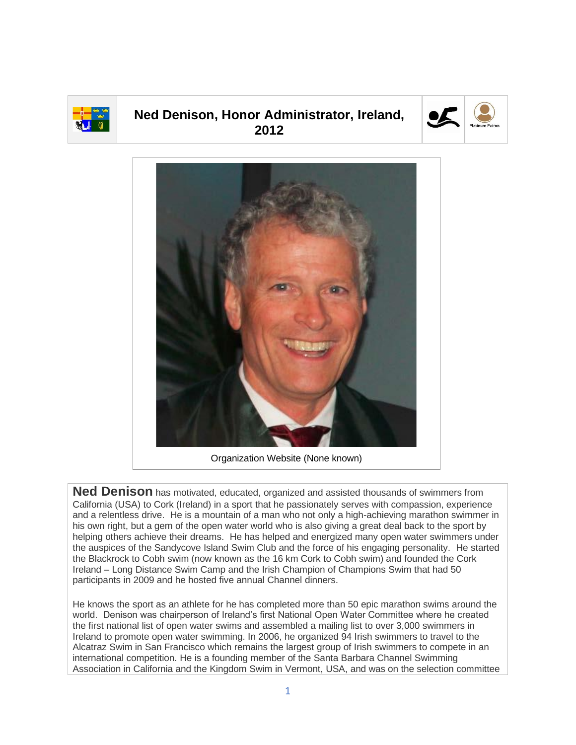# Ned Denison, Honor Administrator, Ireland, 2012

Platinum Patron

Organization Website (None known)

**Ned Denison** has motivated, educated, organized and assisted thousands of swimmers from California (USA) to Cork (Ireland) in a sport that he passionately serves with compassion, experience and a relentless drive. He is a mountain of a man who not only a high-achieving marathon swimmer in his own right, but a gem of the open water world who is also giving a great deal back to the sport by helping others achieve their dreams. He has helped and energized many open water swimmers under the auspices of the Sandycove Island Swim Club and the force of his engaging personality. He started the Blackrock to Cobh swim (now known as the 16 km Cork to Cobh swim) and founded the Cork Ireland – Long Distance Swim Camp and the Irish Champion of Champions Swim that had 50 participants in 2009 and he hosted five annual Channel dinners.

He knows the sport as an athlete for he has completed more than 50 epic marathon swims around the world. Denison was chairperson of Ireland's first National Open Water Committee where he created the first national list of open water swims and assembled a mailing list to over 3,000 swimmers in Ireland to promote open water swimming. In 2006, he organized 94 Irish swimmers to travel to the Alcatraz Swim in San Francisco which remains the largest group of Irish swimmers to compete in an international competition. He is a founding member of the Santa Barbara Channel Swimming Association in California and the Kingdom Swim in Vermont, USA, and was on the selection committee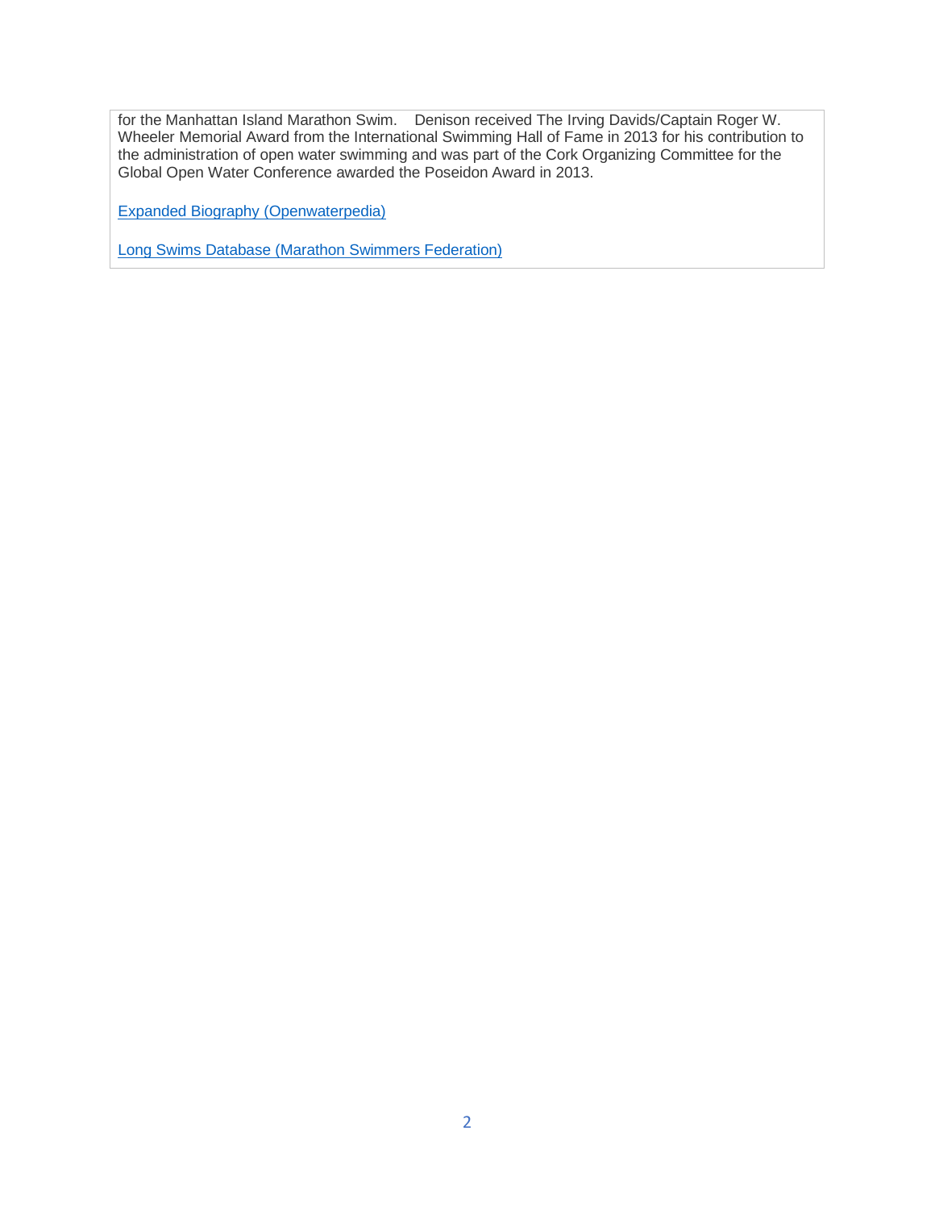for the Manhattan Island Marathon Swim. Denison received The Irving Davids/Captain Roger W. Wheeler Memorial Award from the International Swimming Hall of Fame in 2013 for his contribution to the administration of open water swimming and was part of the Cork Organizing Committee for the Global Open Water Conference awarded the Poseidon Award in 2013.

Expanded Biography (Openwaterpedia)

Long Swims Database (Marathon Swimmers Federation)